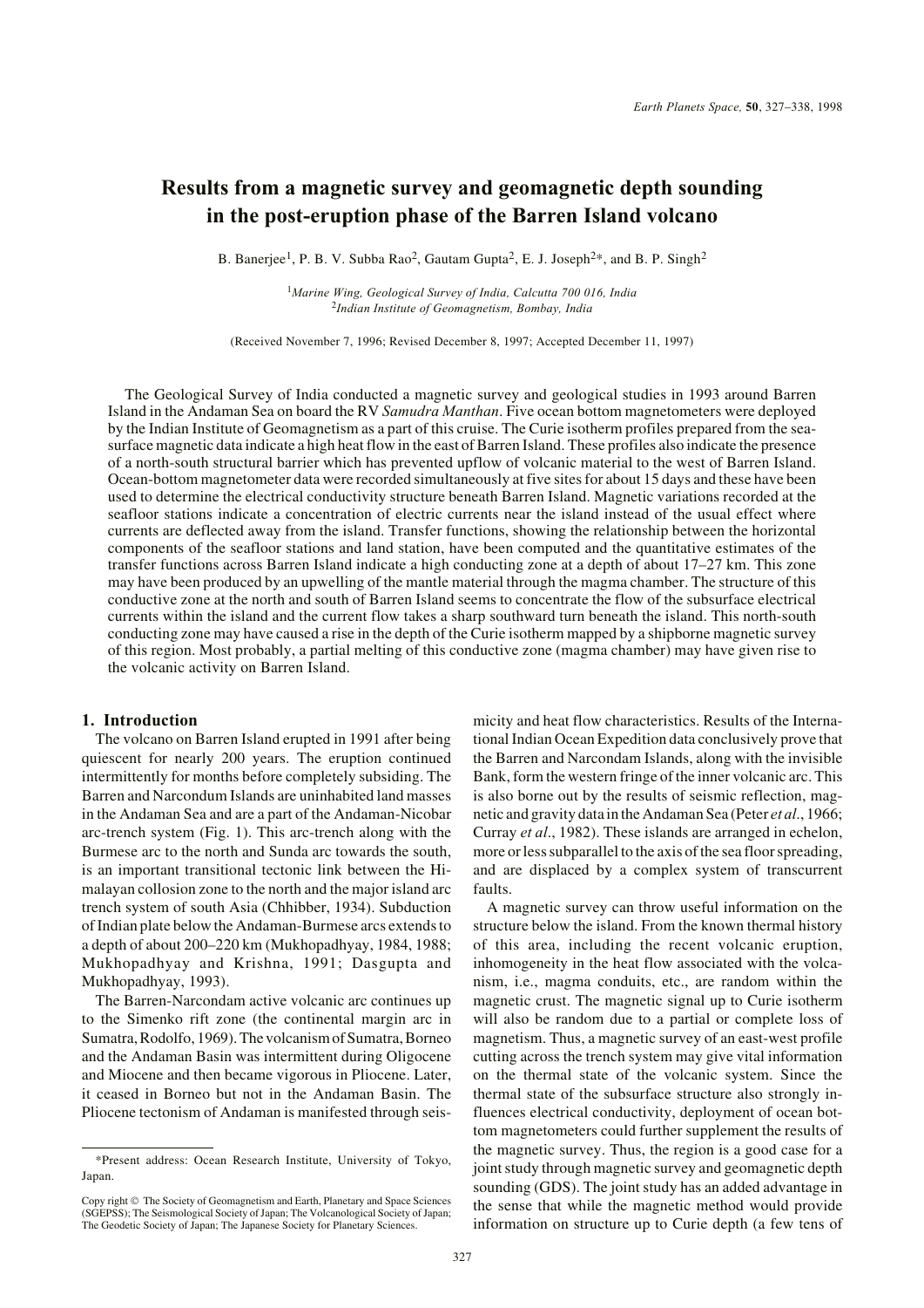# Results from a magnetic survey and geomagnetic depth sounding in the post-eruption phase of the Barren Island volcano

B. Banerjee[1], P. B. V. Subba Rao[2], Gautam Gupta[2], E. J. Joseph[2]*, and B. P. Singh[2]

[1]*Marine Wing, Geological Survey of India, Calcutta 700 016, India*
[2]*Indian Institute of Geomagnetism, Bombay, India*

(Received November 7, 1996; Revised December 8, 1997; Accepted December 11, 1997)

The Geological Survey of India conducted a magnetic survey and geological studies in 1993 around Barren Island in the Andaman Sea on board the RV *Samudra Manthan*. Five ocean bottom magnetometers were deployed by the Indian Institute of Geomagnetism as a part of this cruise. The Curie isotherm profiles prepared from the sea-surface magnetic data indicate a high heat flow in the east of Barren Island. These profiles also indicate the presence of a north-south structural barrier which has prevented upflow of volcanic material to the west of Barren Island. Ocean-bottom magnetometer data were recorded simultaneously at five sites for about 15 days and these have been used to determine the electrical conductivity structure beneath Barren Island. Magnetic variations recorded at the seafloor stations indicate a concentration of electric currents near the island instead of the usual effect where currents are deflected away from the island. Transfer functions, showing the relationship between the horizontal components of the seafloor stations and land station, have been computed and the quantitative estimates of the transfer functions across Barren Island indicate a high conducting zone at a depth of about 17–27 km. This zone may have been produced by an upwelling of the mantle material through the magma chamber. The structure of this conductive zone at the north and south of Barren Island seems to concentrate the flow of the subsurface electrical currents within the island and the current flow takes a sharp southward turn beneath the island. This north-south conducting zone may have caused a rise in the depth of the Curie isotherm mapped by a shipborne magnetic survey of this region. Most probably, a partial melting of this conducive zone (magma chamber) may have given rise to the volcanic activity on Barren Island.

## 1. Introduction

The volcano on Barren Island erupted in 1991 after being quiescent for nearly 200 years. The eruption continued intermittently for months before completely subsiding. The Barren and Narcondum Islands are uninhabited land masses in the Andaman Sea and are a part of the Andaman-Nicobar arc-trench system (Fig. 1). This arc-trench along with the Burmese arc to the north and Sunda arc towards the south, is an important transitional tectonic link between the Himalayan collision zone to the north and the major island arc trench system of south Asia (Chhibber, 1934). Subduction of Indian plate below the Andaman-Burmese arcs extends to a depth of about 200–220 km (Mukhopadhyay, 1984, 1988; Mukhopadhyay and Krishna, 1991; Dasgupta and Mukhopadhyay, 1993).

The Barren-Narcondam active volcanic arc continues up to the Simenko rift zone (the continental margin arc in Sumatra, Rodolfo, 1969). The volcanism of Sumatra, Borneo and the Andaman Basin was intermittent during Oligocene and Miocene and then became vigorous in Pliocene. Later, it ceased in Borneo but not in the Andaman Basin. The Pliocene tectonism of Andaman is manifested through seismicity and heat flow characteristics. Results of the International Indian Ocean Expedition data conclusively prove that the Barren and Narcondam Islands, along with the invisible Bank, form the western fringe of the inner volcanic arc. This is also borne out by the results of seismic reflection, magnetic and gravity data in the Andaman Sea (Peter *et al*., 1966; Curray *et al*., 1982). These islands are arranged in echelon, more or less subparallel to the axis of the sea floor spreading, and are displaced by a complex system of transcurrent faults.

A magnetic survey can throw useful information on the structure below the island. From the known thermal history of this area, including the recent volcanic eruption, inhomogeneity in the heat flow associated with the volcanism, i.e., magma conduits, etc., are random within the magnetic crust. The magnetic signal up to Curie isotherm will also be random due to a partial or complete loss of magnetism. Thus, a magnetic survey of an east-west profile cutting across the trench system may give vital information on the thermal state of the volcanic system. Since the thermal state of the subsurface structure also strongly influences electrical conductivity, deployment of ocean bottom magnetometers could further supplement the results of the magnetic survey. Thus, the region is a good case for a joint study through magnetic survey and geomagnetic depth sounding (GDS). The joint study has an added advantage in the sense that while the magnetic method would provide information on structure up to Curie depth (a few tens of

*Present address: Ocean Research Institute, University of Tokyo, Japan.

Copy right © The Society of Geomagnetism and Earth, Planetary and Space Sciences (SGEPSS); The Seismological Society of Japan; The Volcanological Society of Japan; The Geodetic Society of Japan; The Japanese Society for Planetary Sciences.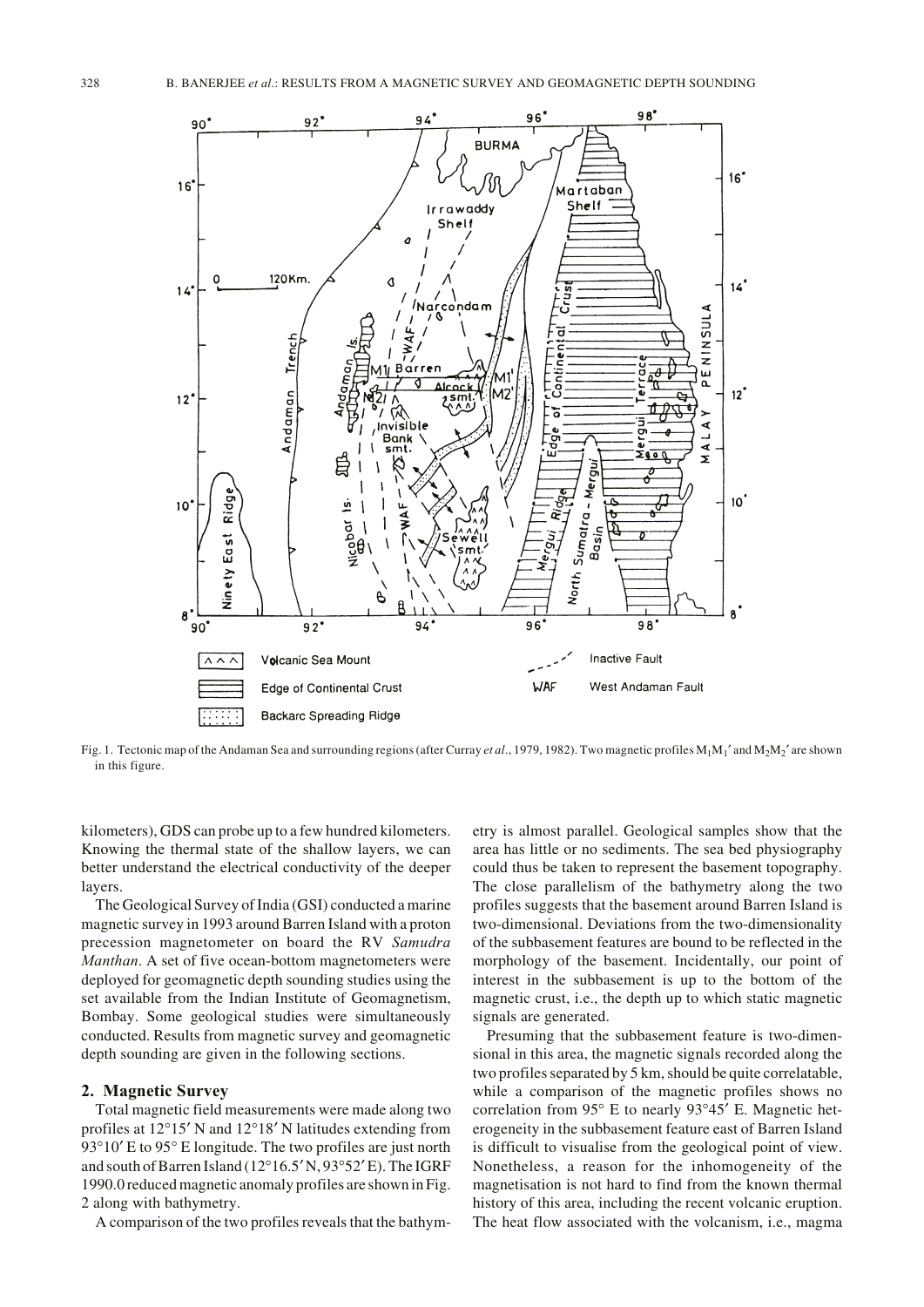Fig. 1. Tectonic map of the Andaman Sea and surrounding regions (after Curray *et al*., 1979, 1982). Two magnetic profiles $M_1M_1'$ and $M_2M_2'$ are shown in this figure.

kilometers), GDS can probe up to a few hundred kilometers. Knowing the thermal state of the shallow layers, we can better understand the electrical conductivity of the deeper layers.

The Geological Survey of India (GSI) conducted a marine magnetic survey in 1993 around Barren Island with a proton precession magnetometer on board the RV *Samudra Manthan*. A set of five ocean-bottom magnetometers were deployed for geomagnetic depth sounding studies using the set available from the Indian Institute of Geomagnetism, Bombay. Some geological studies were simultaneously conducted. Results from magnetic survey and geomagnetic depth sounding are given in the following sections.

## 2. Magnetic Survey

Total magnetic field measurements were made along two profiles at 12°15′ N and 12°18′ N latitudes extending from 93°10′ E to 95° E longitude. The two profiles are just north and south of Barren Island (12°16.5′ N, 93°52′ E). The IGRF 1990.0 reduced magnetic anomaly profiles are shown in Fig. 2 along with bathymetry.

A comparison of the two profiles reveals that the bathymetry is almost parallel. Geological samples show that the area has little or no sediments. The sea bed physiography could thus be taken to represent the basement topography. The close parallelism of the bathymetry along the two profiles suggests that the basement around Barren Island is two-dimensional. Deviations from the two-dimensionality of the subbasement features are bound to be reflected in the morphology of the basement. Incidentally, our point of interest in the subbasement is up to the bottom of the magnetic crust, i.e., the depth up to which static magnetic signals are generated.

Presuming that the subbasement feature is two-dimensional in this area, the magnetic signals recorded along the two profiles separated by 5 km, should be quite correlatable, while a comparison of the magnetic profiles shows no correlation from 95° E to nearly 93°45′ E. Magnetic heterogeneity in the subbasement feature east of Barren Island is difficult to visualise from the geological point of view. Nonetheless, a reason for the inhomogeneity of the magnetisation is not hard to find from the known thermal history of this area, including the recent volcanic eruption. The heat flow associated with the volcanism, i.e., magma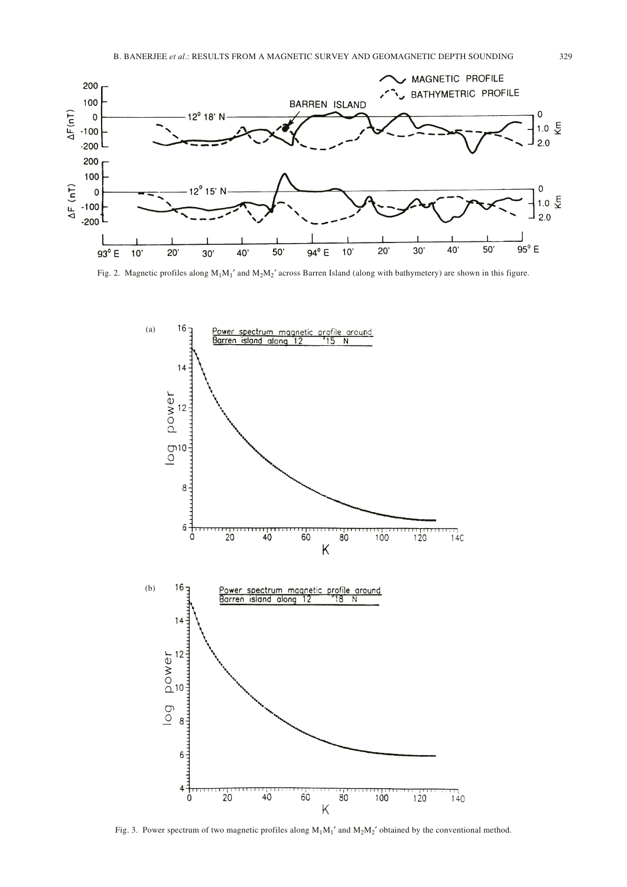Fig. 2. Magnetic profiles along $M_1M_1'$ and $M_2M_2'$ across Barren Island (along with bathymetery) are shown in this figure.

Fig. 3. Power spectrum of two magnetic profiles along $M_1M_1'$ and $M_2M_2'$ obtained by the conventional method.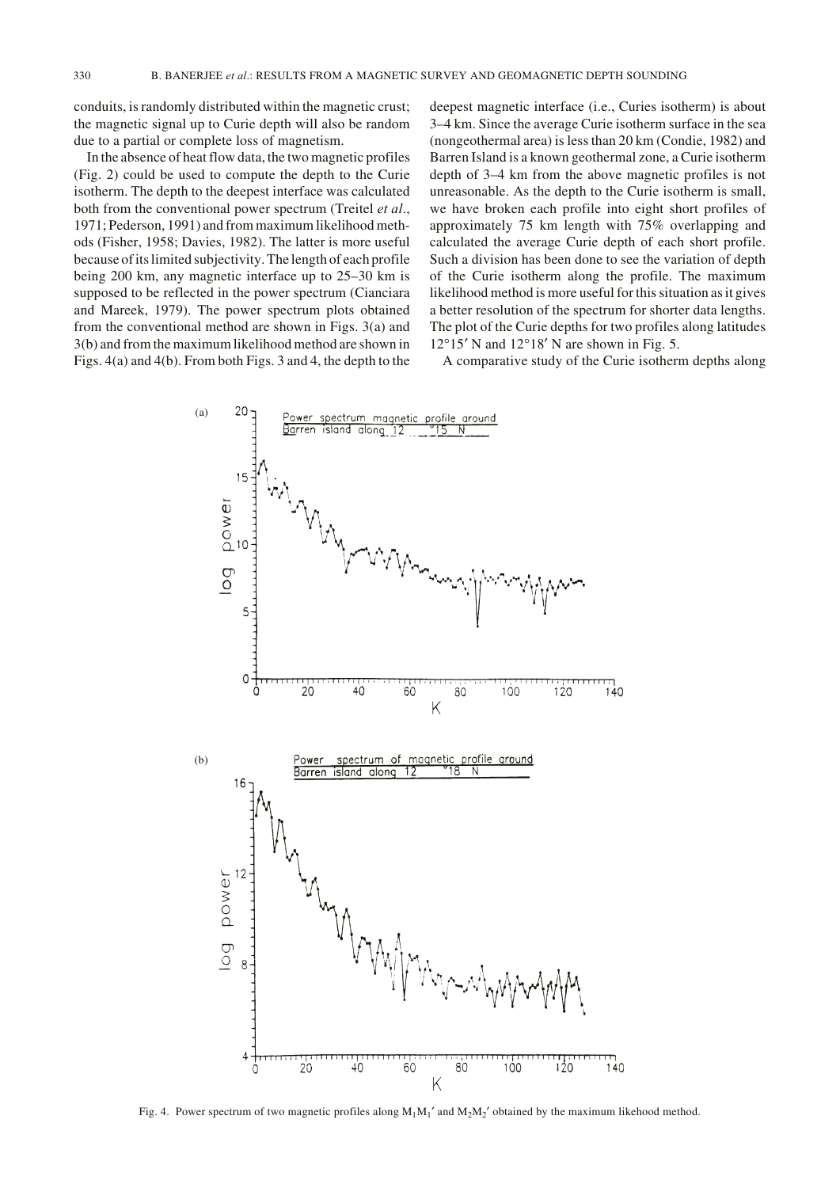conduits, is randomly distributed within the magnetic crust; the magnetic signal up to Curie depth will also be random due to a partial or complete loss of magnetism.

In the absence of heat flow data, the two magnetic profiles (Fig. 2) could be used to compute the depth to the Curie isotherm. The depth to the deepest interface was calculated both from the conventional power spectrum (Treitel *et al*., 1971; Pederson, 1991) and from maximum likelihood methods (Fisher, 1958; Davies, 1982). The latter is more useful because of its limited subjectivity. The length of each profile being 200 km, any magnetic interface up to 25–30 km is supposed to be reflected in the power spectrum (Cianciara and Mareek, 1979). The power spectrum plots obtained from the conventional method are shown in Figs. 3(a) and 3(b) and from the maximum likelihood method are shown in Figs. 4(a) and 4(b). From both Figs. 3 and 4, the depth to the deepest magnetic interface (i.e., Curies isotherm) is about 3–4 km. Since the average Curie isotherm surface in the sea (nongeothermal area) is less than 20 km (Condie, 1982) and Barren Island is a known geothermal zone, a Curie isotherm depth of 3–4 km from the above magnetic profiles is not unreasonable. As the depth to the Curie isotherm is small, we have broken each profile into eight short profiles of approximately 75 km length with 75% overlapping and calculated the average Curie depth of each short profile. Such a division has been done to see the variation of depth of the Curie isotherm along the profile. The maximum likelihood method is more useful for this situation as it gives a better resolution of the spectrum for shorter data lengths. The plot of the Curie depths for two profiles along latitudes 12°15′ N and 12°18′ N are shown in Fig. 5.

A comparative study of the Curie isotherm depths along

Fig. 4. Power spectrum of two magnetic profiles along $M_1M_1'$ and $M_2M_2'$ obtained by the maximum likehood method.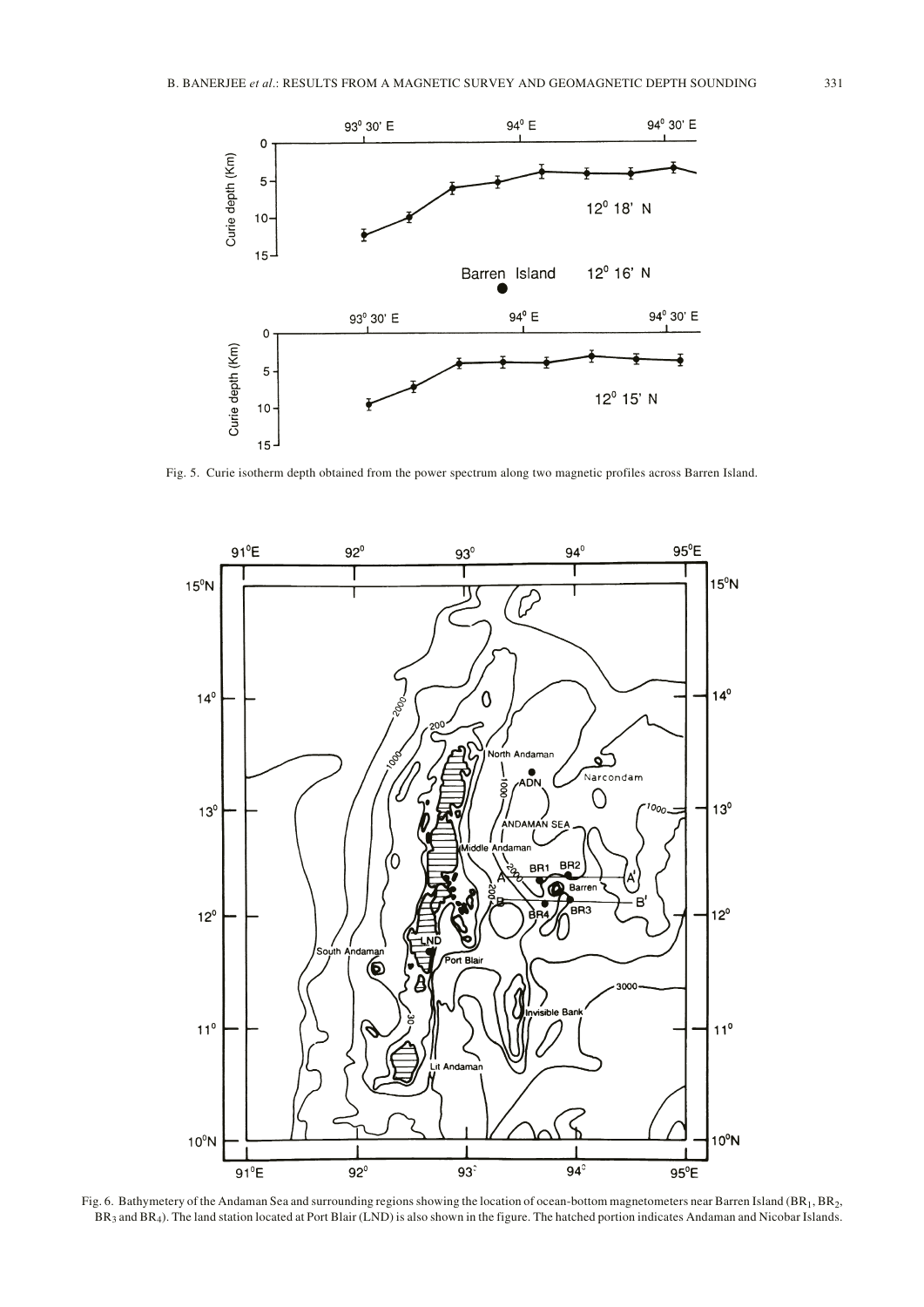Fig. 5. Curie isotherm depth obtained from the power spectrum along two magnetic profiles across Barren Island.

Fig. 6. Bathymetery of the Andaman Sea and surrounding regions showing the location of ocean-bottom magnetometers near Barren Island ($BR_1$, $BR_2$, $BR_3$ and $BR_4$). The land station located at Port Blair (LND) is also shown in the figure. The hatched portion indicates Andaman and Nicobar Islands.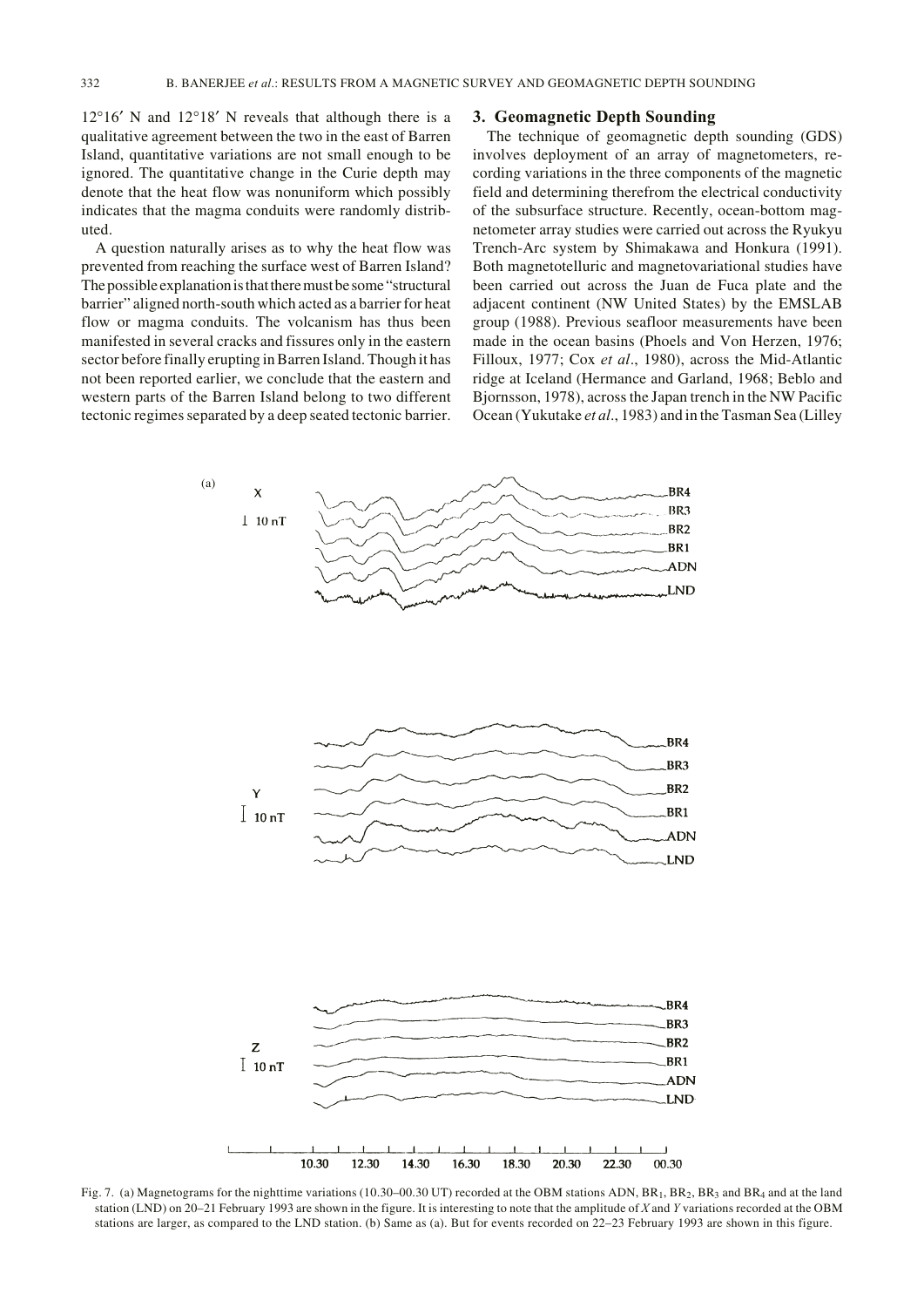12°16′ N and 12°18′ N reveals that although there is a qualitative agreement between the two in the east of Barren Island, quantitative variations are not small enough to be ignored. The quantitative change in the Curie depth may denote that the heat flow was nonuniform which possibly indicates that the magma conduits were randomly distributed.

A question naturally arises as to why the heat flow was prevented from reaching the surface west of Barren Island? The possible explanation is that there must be some "structural barrier" aligned north-south which acted as a barrier for heat flow or magma conduits. The volcanism has thus been manifested in several cracks and fissures only in the eastern sector before finally erupting in Barren Island. Though it has not been reported earlier, we conclude that the eastern and western parts of the Barren Island belong to two different tectonic regimes separated by a deep seated tectonic barrier.

## 3. Geomagnetic Depth Sounding

The technique of geomagnetic depth sounding (GDS) involves deployment of an array of magnetometers, recording variations in the three components of the magnetic field and determining therefrom the electrical conductivity of the subsurface structure. Recently, ocean-bottom magnetometer array studies were carried out across the Ryukyu Trench-Arc system by Shimakawa and Honkura (1991). Both magnetotelluric and magnetovariational studies have been carried out across the Juan de Fuca plate and the adjacent continent (NW United States) by the EMSLAB group (1988). Previous seafloor measurements have been made in the ocean basins (Phoels and Von Herzen, 1976; Filloux, 1977; Cox *et al*., 1980), across the Mid-Atlantic ridge at Iceland (Hermance and Garland, 1968; Beblo and Bjornsson, 1978), across the Japan trench in the NW Pacific Ocean (Yukutake *et al*., 1983) and in the Tasman Sea (Lilley

Fig. 7. (a) Magnetograms for the nighttime variations (10.30–00.30 UT) recorded at the OBM stations ADN, $BR_1$, $BR_2$, $BR_3$ and $BR_4$ and at the land station (LND) on 20–21 February 1993 are shown in the figure. It is interesting to note that the amplitude of *X* and *Y* variations recorded at the OBM stations are larger, as compared to the LND station. (b) Same as (a). But for events recorded on 22–23 February 1993 are shown in this figure.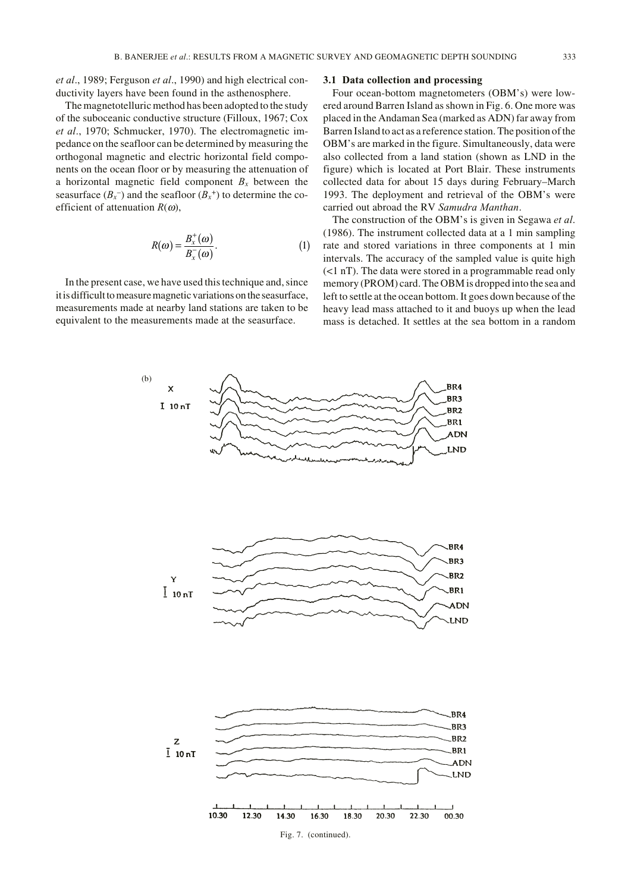*et al*., 1989; Ferguson *et al*., 1990) and high electrical conductivity layers have been found in the asthenosphere.

The magnetotelluric method has been adopted to the study of the suboceanic conductive structure (Filloux, 1967; Cox *et al*., 1970; Schmucker, 1970). The electromagnetic impedance on the seafloor can be determined by measuring the orthogonal magnetic and electric horizontal field components on the ocean floor or by measuring the attenuation of a horizontal magnetic field component $B_x$ between the seasurface ($B_x^-$) and the seafloor ($B_x^+$) to determine the coefficient of attenuation $R(\omega)$,

$$R(\omega) = \frac{B_x^+(\omega)}{B_x^-(\omega)}. \tag{1}$$

In the present case, we have used this technique and, since it is difficult to measure magnetic variations on the seasurface, measurements made at nearby land stations are taken to be equivalent to the measurements made at the seasurface.

### 3.1 Data collection and processing

Four ocean-bottom magnetometers (OBM's) were lowered around Barren Island as shown in Fig. 6. One more was placed in the Andaman Sea (marked as ADN) far away from Barren Island to act as a reference station. The position of the OBM's are marked in the figure. Simultaneously, data were also collected from a land station (shown as LND in the figure) which is located at Port Blair. These instruments collected data for about 15 days during February–March 1993. The deployment and retrieval of the OBM's were carried out abroad the RV *Samudra Manthan*.

The construction of the OBM's is given in Segawa *et al*. (1986). The instrument collected data at a 1 min sampling rate and stored variations in three components at 1 min intervals. The accuracy of the sampled value is quite high (<1 nT). The data were stored in a programmable read only memory (PROM) card. The OBM is dropped into the sea and left to settle at the ocean bottom. It goes down because of the heavy lead mass attached to it and buoys up when the lead mass is detached. It settles at the sea bottom in a random

Fig. 7. (continued).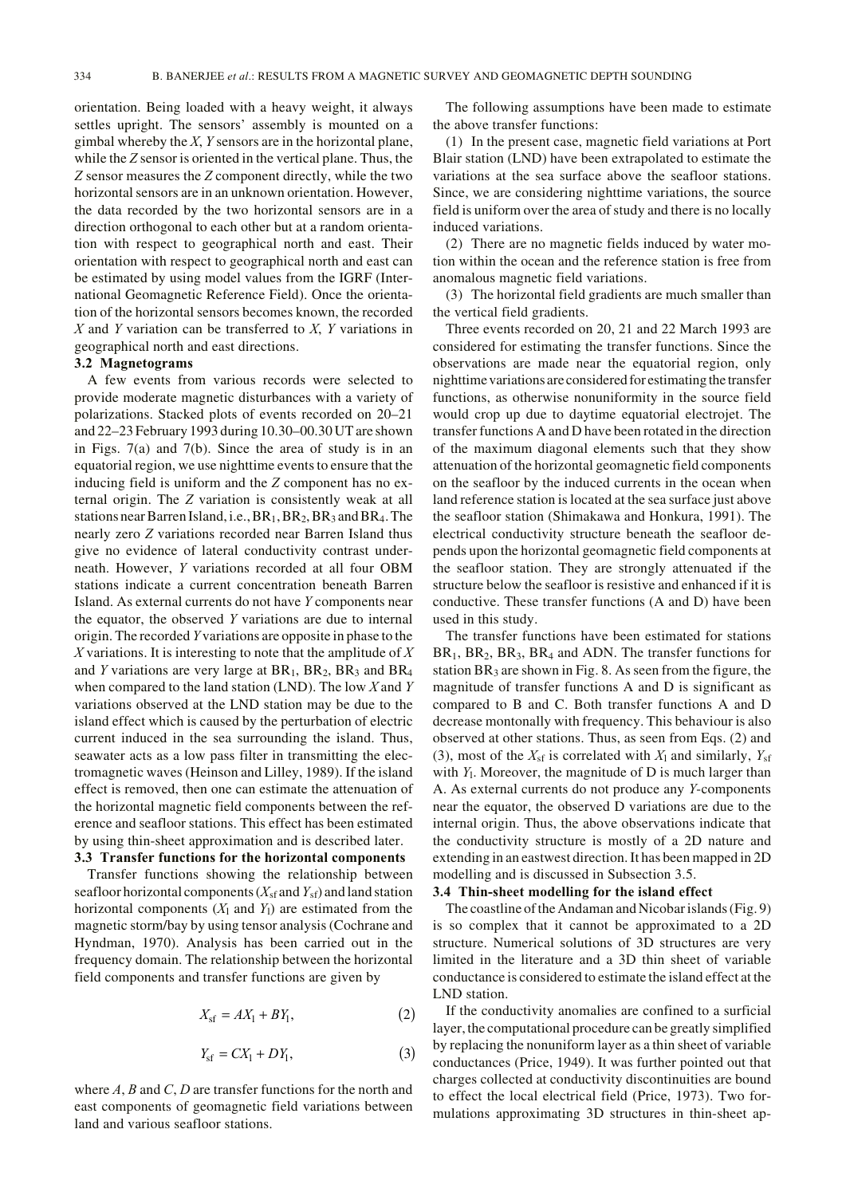orientation. Being loaded with a heavy weight, it always settles upright. The sensors' assembly is mounted on a gimbal whereby the $X$, $Y$ sensors are in the horizontal plane, while the $Z$ sensor is oriented in the vertical plane. Thus, the $Z$ sensor measures the $Z$ component directly, while the two horizontal sensors are in an unknown orientation. However, the data recorded by the two horizontal sensors are in a direction orthogonal to each other but at a random orientation with respect to geographical north and east. Their orientation with respect to geographical north and east can be estimated by using model values from the IGRF (International Geomagnetic Reference Field). Once the orientation of the horizontal sensors becomes known, the recorded $X$ and $Y$ variation can be transferred to $X$, $Y$ variations in geographical north and east directions.

### 3.2 Magnetograms

A few events from various records were selected to provide moderate magnetic disturbances with a variety of polarizations. Stacked plots of events recorded on 20–21 and 22–23 February 1993 during 10.30–00.30 UT are shown in Figs. 7(a) and 7(b). Since the area of study is in an equatorial region, we use nighttime events to ensure that the inducing field is uniform and the $Z$ component has no external origin. The $Z$ variation is consistently weak at all stations near Barren Island, i.e., $BR_1$, $BR_2$, $BR_3$ and $BR_4$. The nearly zero $Z$ variations recorded near Barren Island thus give no evidence of lateral conductivity contrast underneath. However, $Y$ variations recorded at all four OBM stations indicate a current concentration beneath Barren Island. As external currents do not have $Y$ components near the equator, the observed $Y$ variations are due to internal origin. The recorded $Y$ variations are opposite in phase to the $X$ variations. It is interesting to note that the amplitude of $X$ and $Y$ variations are very large at $BR_1$, $BR_2$, $BR_3$ and $BR_4$ when compared to the land station (LND). The low $X$ and $Y$ variations observed at the LND station may be due to the island effect which is caused by the perturbation of electric current induced in the sea surrounding the island. Thus, seawater acts as a low pass filter in transmitting the electromagnetic waves (Heinson and Lilley, 1989). If the island effect is removed, then one can estimate the attenuation of the horizontal magnetic field components between the reference and seafloor stations. This effect has been estimated by using thin-sheet approximation and is described later.

### 3.3 Transfer functions for the horizontal components

Transfer functions showing the relationship between seafloor horizontal components ($X_{sf}$ and $Y_{sf}$) and land station horizontal components ($X_l$ and $Y_l$) are estimated from the magnetic storm/bay by using tensor analysis (Cochrane and Hyndman, 1970). Analysis has been carried out in the frequency domain. The relationship between the horizontal field components and transfer functions are given by

$$X_{sf} = AX_l + BY_l, \tag{2}$$

$$Y_{sf} = CX_l + DY_l, \tag{3}$$

where $A$, $B$ and $C$, $D$ are transfer functions for the north and east components of geomagnetic field variations between land and various seafloor stations.

The following assumptions have been made to estimate the above transfer functions:

(1) In the present case, magnetic field variations at Port Blair station (LND) have been extrapolated to estimate the variations at the sea surface above the seafloor stations. Since, we are considering nighttime variations, the source field is uniform over the area of study and there is no locally induced variations.

(2) There are no magnetic fields induced by water motion within the ocean and the reference station is free from anomalous magnetic field variations.

(3) The horizontal field gradients are much smaller than the vertical field gradients.

Three events recorded on 20, 21 and 22 March 1993 are considered for estimating the transfer functions. Since the observations are made near the equatorial region, only nighttime variations are considered for estimating the transfer functions, as otherwise nonuniformity in the source field would crop up due to daytime equatorial electrojet. The transfer functions A and D have been rotated in the direction of the maximum diagonal elements such that they show attenuation of the horizontal geomagnetic field components on the seafloor by the induced currents in the ocean when land reference station is located at the sea surface just above the seafloor station (Shimakawa and Honkura, 1991). The electrical conductivity structure beneath the seafloor depends upon the horizontal geomagnetic field components at the seafloor station. They are strongly attenuated if the structure below the seafloor is resistive and enhanced if it is conductive. These transfer functions (A and D) have been used in this study.

The transfer functions have been estimated for stations $BR_1$, $BR_2$, $BR_3$, $BR_4$ and ADN. The transfer functions for station $BR_3$ are shown in Fig. 8. As seen from the figure, the magnitude of transfer functions A and D is significant as compared to B and C. Both transfer functions A and D decrease montonally with frequency. This behaviour is also observed at other stations. Thus, as seen from Eqs. (2) and (3), most of the $X_{sf}$ is correlated with $X_l$ and similarly, $Y_{sf}$ with $Y_l$. Moreover, the magnitude of D is much larger than A. As external currents do not produce any $Y$-components near the equator, the observed D variations are due to the internal origin. Thus, the above observations indicate that the conductivity structure is mostly of a 2D nature and extending in an eastwest direction. It has been mapped in 2D modelling and is discussed in Subsection 3.5.

### 3.4 Thin-sheet modelling for the island effect

The coastline of the Andaman and Nicobar islands (Fig. 9) is so complex that it cannot be approximated to a 2D structure. Numerical solutions of 3D structures are very limited in the literature and a 3D thin sheet of variable conductance is considered to estimate the island effect at the LND station.

If the conductivity anomalies are confined to a surficial layer, the computational procedure can be greatly simplified by replacing the nonuniform layer as a thin sheet of variable conductances (Price, 1949). It was further pointed out that charges collected at conductivity discontinuities are bound to effect the local electrical field (Price, 1973). Two formulations approximating 3D structures in thin-sheet ap-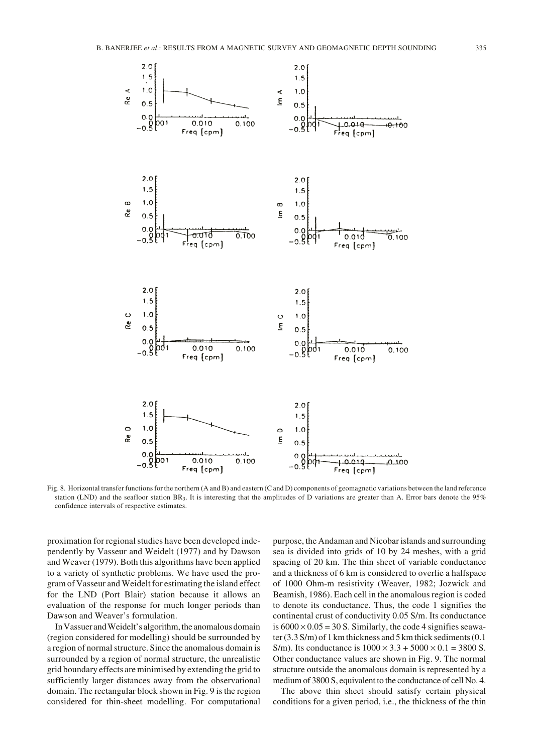Fig. 8. Horizontal transfer functions for the northern (A and B) and eastern (C and D) components of geomagnetic variations between the land reference station (LND) and the seafloor station $BR_3$. It is interesting that the amplitudes of D variations are greater than A. Error bars denote the 95% confidence intervals of respective estimates.

proximation for regional studies have been developed independently by Vasseur and Weidelt (1977) and by Dawson and Weaver (1979). Both this algorithms have been applied to a variety of synthetic problems. We have used the program of Vasseur and Weidelt for estimating the island effect for the LND (Port Blair) station because it allows an evaluation of the response for much longer periods than Dawson and Weaver's formulation.

In Vassuer and Weidelt's algorithm, the anomalous domain (region considered for modelling) should be surrounded by a region of normal structure. Since the anomalous domain is surrounded by a region of normal structure, the unrealistic grid boundary effects are minimised by extending the grid to sufficiently larger distances away from the observational domain. The rectangular block shown in Fig. 9 is the region considered for thin-sheet modelling. For computational purpose, the Andaman and Nicobar islands and surrounding sea is divided into grids of 10 by 24 meshes, with a grid spacing of 20 km. The thin sheet of variable conductance and a thickness of 6 km is considered to overlie a halfspace of 1000 Ohm-m resistivity (Weaver, 1982; Jozwick and Beamish, 1986). Each cell in the anomalous region is coded to denote its conductance. Thus, the code 1 signifies the continental crust of conductivity 0.05 S/m. Its conductance is $6000 \times 0.05 = 30$ S. Similarly, the code 4 signifies seawater (3.3 S/m) of 1 km thickness and 5 km thick sediments (0.1 S/m). Its conductance is $1000 \times 3.3 + 5000 \times 0.1 = 3800$ S. Other conductance values are shown in Fig. 9. The normal structure outside the anomalous domain is represented by a medium of 3800 S, equivalent to the conductance of cell No. 4.

The above thin sheet should satisfy certain physical conditions for a given period, i.e., the thickness of the thin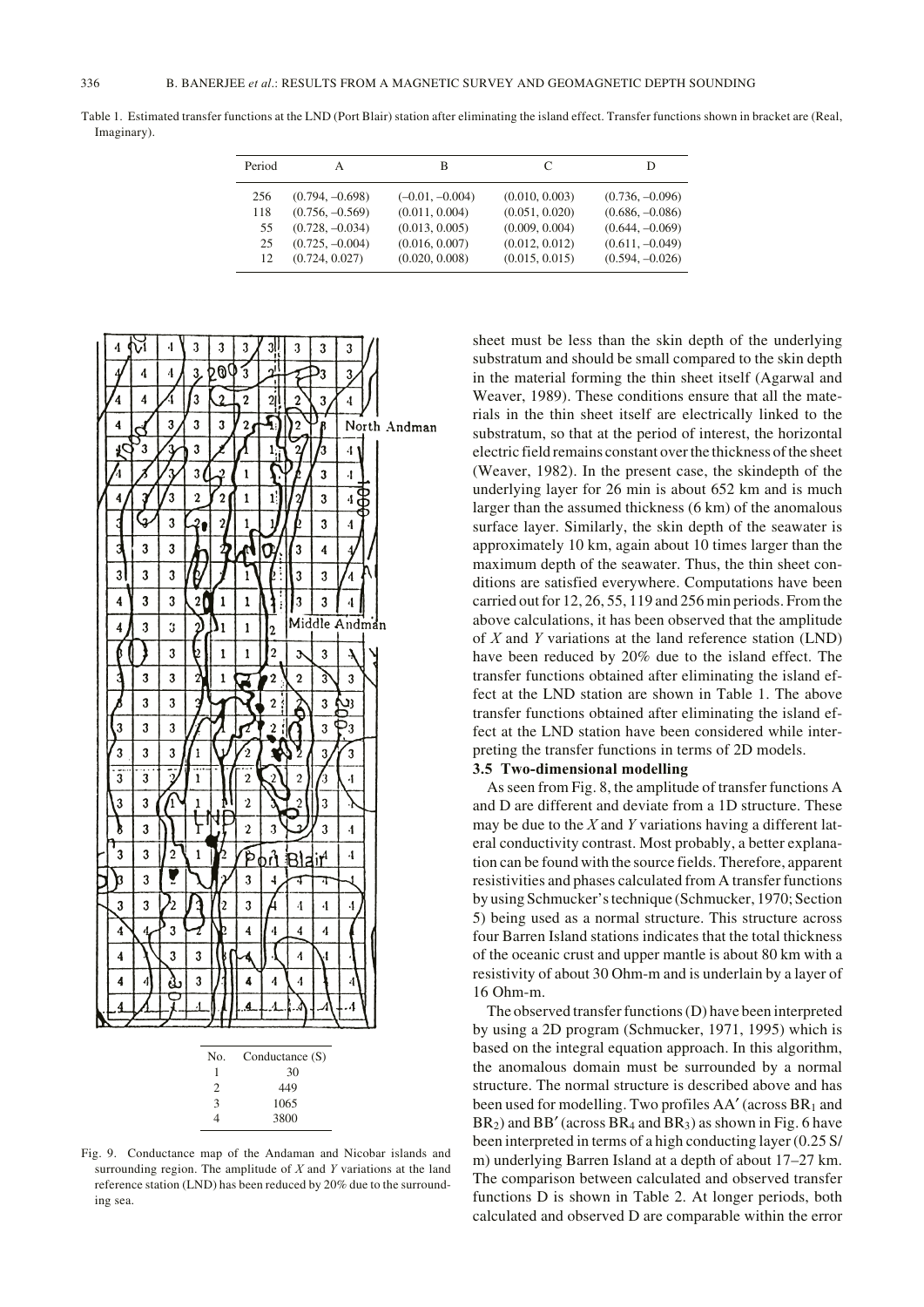Table 1. Estimated transfer functions at the LND (Port Blair) station after eliminating the island effect. Transfer functions shown in bracket are (Real, Imaginary).

| Period | A | B | C | D |
|---|---|---|---|---|
| 256 | (0.794, −0.698) | (−0.01, −0.004) | (0.010, 0.003) | (0.736, −0.096) |
| 118 | (0.756, −0.569) | (0.011, 0.004) | (0.051, 0.020) | (0.686, −0.086) |
| 55 | (0.728, −0.034) | (0.013, 0.005) | (0.009, 0.004) | (0.644, −0.069) |
| 25 | (0.725, −0.004) | (0.016, 0.007) | (0.012, 0.012) | (0.611, −0.049) |
| 12 | (0.724, 0.027) | (0.020, 0.008) | (0.015, 0.015) | (0.594, −0.026) |

| No. | Conductance (S) |
|---|---|
| 1 | 30 |
| 2 | 449 |
| 3 | 1065 |
| 4 | 3800 |

Fig. 9. Conductance map of the Andaman and Nicobar islands and surrounding region. The amplitude of $X$ and $Y$ variations at the land reference station (LND) has been reduced by 20% due to the surrounding sea.

sheet must be less than the skin depth of the underlying substratum and should be small compared to the skin depth in the material forming the thin sheet itself (Agarwal and Weaver, 1989). These conditions ensure that all the materials in the thin sheet itself are electrically linked to the substratum, so that at the period of interest, the horizontal electric field remains constant over the thickness of the sheet (Weaver, 1982). In the present case, the skindepth of the underlying layer for 26 min is about 652 km and is much larger than the assumed thickness (6 km) of the anomalous surface layer. Similarly, the skin depth of the seawater is approximately 10 km, again about 10 times larger than the maximum depth of the seawater. Thus, the thin sheet conditions are satisfied everywhere. Computations have been carried out for 12, 26, 55, 119 and 256 min periods. From the above calculations, it has been observed that the amplitude of $X$ and $Y$ variations at the land reference station (LND) have been reduced by 20% due to the island effect. The transfer functions obtained after eliminating the island effect at the LND station are shown in Table 1. The above transfer functions obtained after eliminating the island effect at the LND station have been considered while interpreting the transfer functions in terms of 2D models.

### 3.5 Two-dimensional modelling

As seen from Fig. 8, the amplitude of transfer functions A and D are different and deviate from a 1D structure. These may be due to the $X$ and $Y$ variations having a different lateral conductivity contrast. Most probably, a better explanation can be found with the source fields. Therefore, apparent resistivities and phases calculated from A transfer functions by using Schmucker's technique (Schmucker, 1970; Section 5) being used as a normal structure. This structure across four Barren Island stations indicates that the total thickness of the oceanic crust and upper mantle is about 80 km with a resistivity of about 30 Ohm-m and is underlain by a layer of 16 Ohm-m.

The observed transfer functions (D) have been interpreted by using a 2D program (Schmucker, 1971, 1995) which is based on the integral equation approach. In this algorithm, the anomalous domain must be surrounded by a normal structure. The normal structure is described above and has been used for modelling. Two profiles AA′ (across $BR_1$ and $BR_2$) and BB′ (across $BR_4$ and $BR_3$) as shown in Fig. 6 have been interpreted in terms of a high conducting layer (0.25 S/m) underlying Barren Island at a depth of about 17–27 km. The comparison between calculated and observed transfer functions D is shown in Table 2. At longer periods, both calculated and observed D are comparable within the error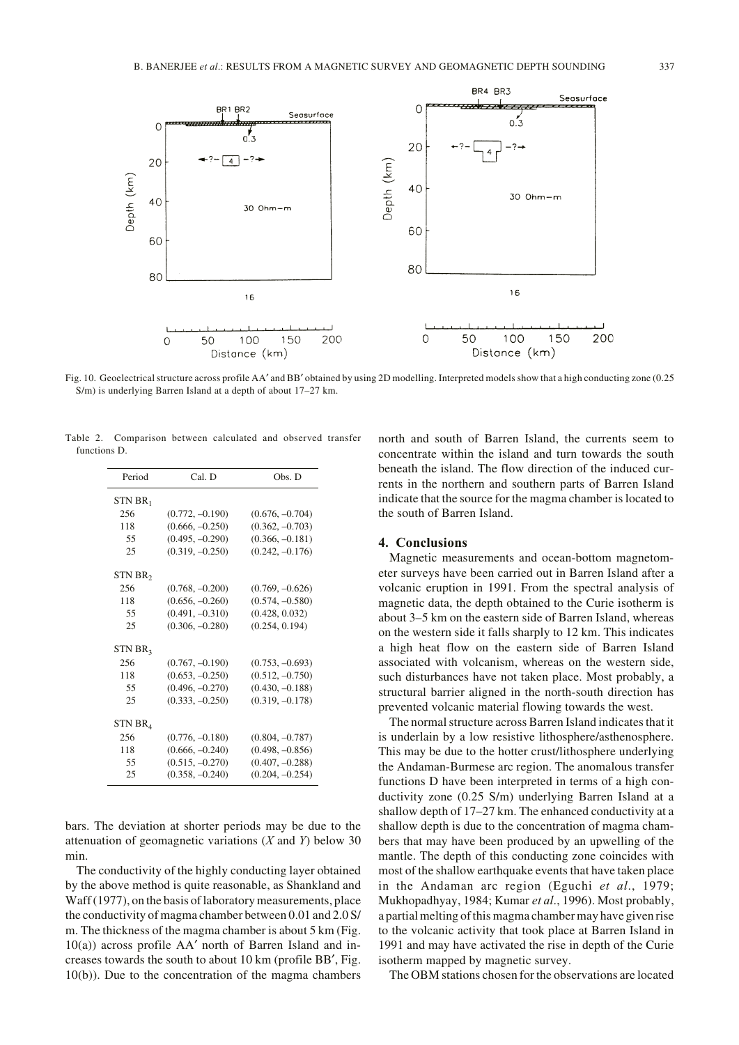Fig. 10. Geoelectrical structure across profile AA′ and BB′ obtained by using 2D modelling. Interpreted models show that a high conducting zone (0.25 S/m) is underlying Barren Island at a depth of about 17–27 km.

Table 2. Comparison between calculated and observed transfer functions D.

| Period | Cal. D | Obs. D |
|---|---|---|
| STN $BR_1$ | | |
| 256 | (0.772, –0.190) | (0.676, –0.704) |
| 118 | (0.666, –0.250) | (0.362, –0.703) |
| 55 | (0.495, –0.290) | (0.366, –0.181) |
| 25 | (0.319, –0.250) | (0.242, –0.176) |
| STN $BR_2$ | | |
| 256 | (0.768, –0.200) | (0.769, –0.626) |
| 118 | (0.656, –0.260) | (0.574, –0.580) |
| 55 | (0.491, –0.310) | (0.428, 0.032) |
| 25 | (0.306, –0.280) | (0.254, 0.194) |
| STN $BR_3$ | | |
| 256 | (0.767, –0.190) | (0.753, –0.693) |
| 118 | (0.653, –0.250) | (0.512, –0.750) |
| 55 | (0.496, –0.270) | (0.430, –0.188) |
| 25 | (0.333, –0.250) | (0.319, –0.178) |
| STN $BR_4$ | | |
| 256 | (0.776, –0.180) | (0.804, –0.787) |
| 118 | (0.666, –0.240) | (0.498, –0.856) |
| 55 | (0.515, –0.270) | (0.407, –0.288) |
| 25 | (0.358, –0.240) | (0.204, –0.254) |

bars. The deviation at shorter periods may be due to the attenuation of geomagnetic variations (*X* and *Y*) below 30 min.

The conductivity of the highly conducting layer obtained by the above method is quite reasonable, as Shankland and Waff (1977), on the basis of laboratory measurements, place the conductivity of magma chamber between 0.01 and 2.0 S/m. The thickness of the magma chamber is about 5 km (Fig. 10(a)) across profile AA′ north of Barren Island and increases towards the south to about 10 km (profile BB′, Fig. 10(b)). Due to the concentration of the magma chambers north and south of Barren Island, the currents seem to concentrate within the island and turn towards the south beneath the island. The flow direction of the induced currents in the northern and southern parts of Barren Island indicate that the source for the magma chamber is located to the south of Barren Island.

## 4. Conclusions

Magnetic measurements and ocean-bottom magnetometer surveys have been carried out in Barren Island after a volcanic eruption in 1991. From the spectral analysis of magnetic data, the depth obtained to the Curie isotherm is about 3–5 km on the eastern side of Barren Island, whereas on the western side it falls sharply to 12 km. This indicates a high heat flow on the eastern side of Barren Island associated with volcanism, whereas on the western side, such disturbances have not taken place. Most probably, a structural barrier aligned in the north-south direction has prevented volcanic material flowing towards the west.

The normal structure across Barren Island indicates that it is underlain by a low resistive lithosphere/asthenosphere. This may be due to the hotter crust/lithosphere underlying the Andaman-Burmese arc region. The anomalous transfer functions D have been interpreted in terms of a high conductivity zone (0.25 S/m) underlying Barren Island at a shallow depth of 17–27 km. The enhanced conductivity at a shallow depth is due to the concentration of magma chambers that may have been produced by an upwelling of the mantle. The depth of this conducting zone coincides with most of the shallow earthquake events that have taken place in the Andaman arc region (Eguchi *et al*., 1979; Mukhopadhyay, 1984; Kumar *et al*., 1996). Most probably, a partial melting of this magma chamber may have given rise to the volcanic activity that took place at Barren Island in 1991 and may have activated the rise in depth of the Curie isotherm mapped by magnetic survey.

The OBM stations chosen for the observations are located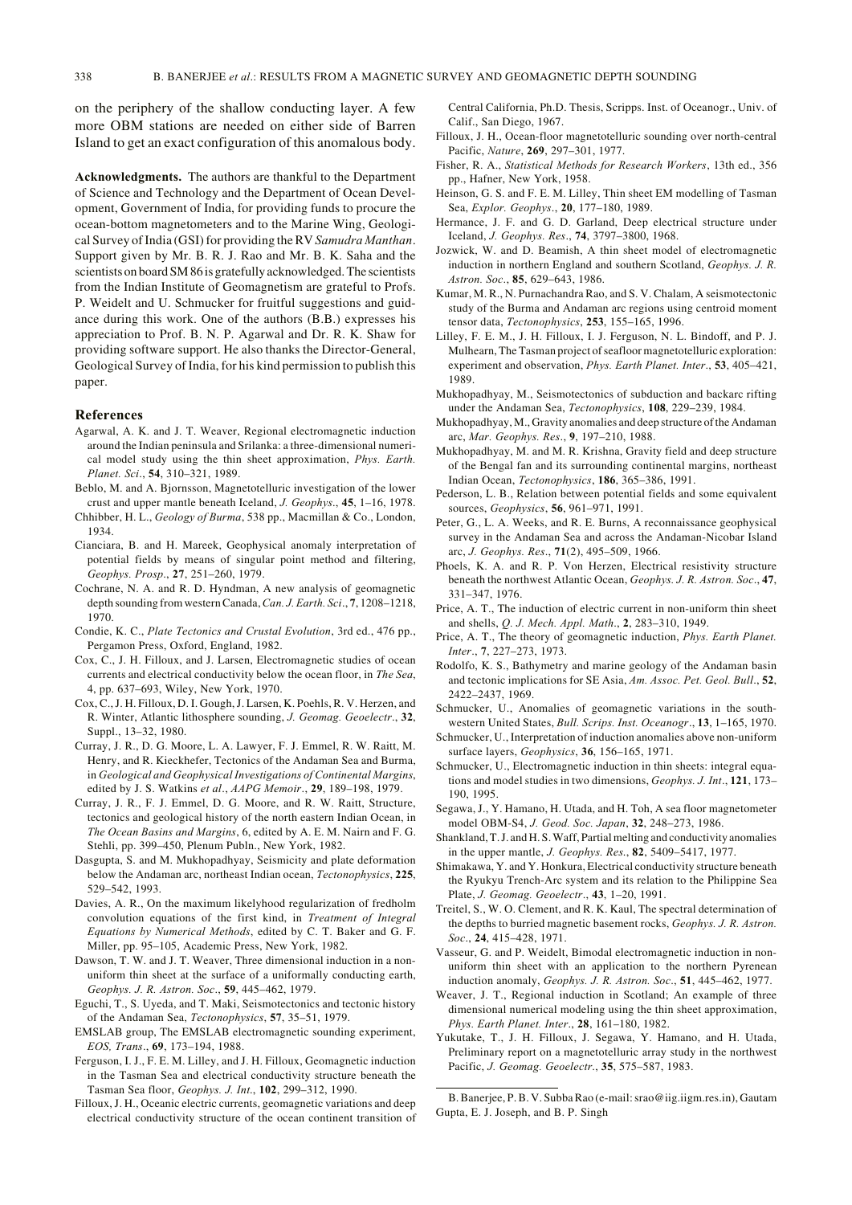on the periphery of the shallow conducting layer. A few more OBM stations are needed on either side of Barren Island to get an exact configuration of this anomalous body.

**Acknowledgments.** The authors are thankful to the Department of Science and Technology and the Department of Ocean Development, Government of India, for providing funds to procure the ocean-bottom magnetometers and to the Marine Wing, Geological Survey of India (GSI) for providing the RV *Samudra Manthan*. Support given by Mr. B. R. J. Rao and Mr. B. K. Saha and the scientists on board SM 86 is gratefully acknowledged. The scientists from the Indian Institute of Geomagnetism are grateful to Profs. P. Weidelt and U. Schmucker for fruitful suggestions and guidance during this work. One of the authors (B.B.) expresses his appreciation to Prof. B. N. P. Agarwal and Dr. R. K. Shaw for providing software support. He also thanks the Director-General, Geological Survey of India, for his kind permission to publish this paper.

## References

Agarwal, A. K. and J. T. Weaver, Regional electromagnetic induction around the Indian peninsula and Srilanka: a three-dimensional numerical model study using the thin sheet approximation, *Phys. Earth. Planet. Sci*., **54**, 310–321, 1989.

Beblo, M. and A. Bjornsson, Magnetotelluric investigation of the lower crust and upper mantle beneath Iceland, *J. Geophys*., **45**, 1–16, 1978.

Chhibber, H. L., *Geology of Burma*, 538 pp., Macmillan & Co., London, 1934.

Cianciara, B. and H. Mareek, Geophysical anomaly interpretation of potential fields by means of singular point method and filtering, *Geophys. Prosp*., **27**, 251–260, 1979.

Cochrane, N. A. and R. D. Hyndman, A new analysis of geomagnetic depth sounding from western Canada, *Can. J. Earth. Sci*., **7**, 1208–1218, 1970.

Condie, K. C., *Plate Tectonics and Crustal Evolution*, 3rd ed., 476 pp., Pergamon Press, Oxford, England, 1982.

Cox, C., J. H. Filloux, and J. Larsen, Electromagnetic studies of ocean currents and electrical conductivity below the ocean floor, in *The Sea*, 4, pp. 637–693, Wiley, New York, 1970.

Cox, C., J. H. Filloux, D. I. Gough, J. Larsen, K. Poehls, R. V. Herzen, and R. Winter, Atlantic lithosphere sounding, *J. Geomag. Geoelectr*., **32**, Suppl., 13–32, 1980.

Curray, J. R., D. G. Moore, L. A. Lawyer, F. J. Emmel, R. W. Raitt, M. Henry, and R. Kieckhefer, Tectonics of the Andaman Sea and Burma, in *Geological and Geophysical Investigations of Continental Margins*, edited by J. S. Watkins *et al*., *AAPG Memoir*., **29**, 189–198, 1979.

Curray, J. R., F. J. Emmel, D. G. Moore, and R. W. Raitt, Structure, tectonics and geological history of the north eastern Indian Ocean, in *The Ocean Basins and Margins*, 6, edited by A. E. M. Nairn and F. G. Stehli, pp. 399–450, Plenum Publn., New York, 1982.

Dasgupta, S. and M. Mukhopadhyay, Seismicity and plate deformation below the Andaman arc, northeast Indian ocean, *Tectonophysics*, **225**, 529–542, 1993.

Davies, A. R., On the maximum likelyhood regularization of fredholm convolution equations of the first kind, in *Treatment of Integral Equations by Numerical Methods*, edited by C. T. Baker and G. F. Miller, pp. 95–105, Academic Press, New York, 1982.

Dawson, T. W. and J. T. Weaver, Three dimensional induction in a non-uniform thin sheet at the surface of a uniformally conducting earth, *Geophys. J. R. Astron. Soc*., **59**, 445–462, 1979.

Eguchi, T., S. Uyeda, and T. Maki, Seismotectonics and tectonic history of the Andaman Sea, *Tectonophysics*, **57**, 35–51, 1979.

EMSLAB group, The EMSLAB electromagnetic sounding experiment, *EOS, Trans*., **69**, 173–194, 1988.

Ferguson, I. J., F. E. M. Lilley, and J. H. Filloux, Geomagnetic induction in the Tasman Sea and electrical conductivity structure beneath the Tasman Sea floor, *Geophys. J. Int*., **102**, 299–312, 1990.

Filloux, J. H., Oceanic electric currents, geomagnetic variations and deep electrical conductivity structure of the ocean continent transition of Central California, Ph.D. Thesis, Scripps. Inst. of Oceanogr., Univ. of Calif., San Diego, 1967.

Filloux, J. H., Ocean-floor magnetotelluric sounding over north-central Pacific, *Nature*, **269**, 297–301, 1977.

Fisher, R. A., *Statistical Methods for Research Workers*, 13th ed., 356 pp., Hafner, New York, 1958.

Heinson, G. S. and F. E. M. Lilley, Thin sheet EM modelling of Tasman Sea, *Explor. Geophys*., **20**, 177–180, 1989.

Hermance, J. F. and G. D. Garland, Deep electrical structure under Iceland, *J. Geophys. Res*., **74**, 3797–3800, 1968.

Jozwick, W. and D. Beamish, A thin sheet model of electromagnetic induction in northern England and southern Scotland, *Geophys. J. R. Astron. Soc*., **85**, 629–643, 1986.

Kumar, M. R., N. Purnachandra Rao, and S. V. Chalam, A seismotectonic study of the Burma and Andaman arc regions using centroid moment tensor data, *Tectonophysics*, **253**, 155–165, 1996.

Lilley, F. E. M., J. H. Filloux, I. J. Ferguson, N. L. Bindoff, and P. J. Mulhearn, The Tasman project of seafloor magnetotelluric exploration: experiment and observation, *Phys. Earth Planet. Inter*., **53**, 405–421, 1989.

Mukhopadhyay, M., Seismotectonics of subduction and backarc rifting under the Andaman Sea, *Tectonophysics*, **108**, 229–239, 1984.

Mukhopadhyay, M., Gravity anomalies and deep structure of the Andaman arc, *Mar. Geophys. Res*., **9**, 197–210, 1988.

Mukhopadhyay, M. and M. R. Krishna, Gravity field and deep structure of the Bengal fan and its surrounding continental margins, northeast Indian Ocean, *Tectonophysics*, **186**, 365–386, 1991.

Pederson, L. B., Relation between potential fields and some equivalent sources, *Geophysics*, **56**, 961–971, 1991.

Peter, G., L. A. Weeks, and R. E. Burns, A reconnaissance geophysical survey in the Andaman Sea and across the Andaman-Nicobar Island arc, *J. Geophys. Res*., **71**(2), 495–509, 1966.

Phoels, K. A. and R. P. Von Herzen, Electrical resistivity structure beneath the northwest Atlantic Ocean, *Geophys. J. R. Astron. Soc*., **47**, 331–347, 1976.

Price, A. T., The induction of electric current in non-uniform thin sheet and shells, *Q. J. Mech. Appl. Math*., **2**, 283–310, 1949.

Price, A. T., The theory of geomagnetic induction, *Phys. Earth Planet. Inter*., **7**, 227–273, 1973.

Rodolfo, K. S., Bathymetry and marine geology of the Andaman basin and tectonic implications for SE Asia, *Am. Assoc. Pet. Geol. Bull*., **52**, 2422–2437, 1969.

Schmucker, U., Anomalies of geomagnetic variations in the south-western United States, *Bull. Scrips. Inst. Oceanogr*., **13**, 1–165, 1970.

Schmucker, U., Interpretation of induction anomalies above non-uniform surface layers, *Geophysics*, **36**, 156–165, 1971.

Schmucker, U., Electromagnetic induction in thin sheets: integral equations and model studies in two dimensions, *Geophys. J. Int*., **121**, 173–190, 1995.

Segawa, J., Y. Hamano, H. Utada, and H. Toh, A sea floor magnetometer model OBM-S4, *J. Geod. Soc. Japan*, **32**, 248–273, 1986.

Shankland, T. J. and H. S. Waff, Partial melting and conductivity anomalies in the upper mantle, *J. Geophys. Res*., **82**, 5409–5417, 1977.

Shimakawa, Y. and Y. Honkura, Electrical conductivity structure beneath the Ryukyu Trench-Arc system and its relation to the Philippine Sea Plate, *J. Geomag. Geoelectr*., **43**, 1–20, 1991.

Treitel, S., W. O. Clement, and R. K. Kaul, The spectral determination of the depths to burried magnetic basement rocks, *Geophys. J. R. Astron. Soc*., **24**, 415–428, 1971.

Vasseur, G. and P. Weidelt, Bimodal electromagnetic induction in non-uniform thin sheet with an application to the northern Pyrenean induction anomaly, *Geophys. J. R. Astron. Soc*., **51**, 445–462, 1977.

Weaver, J. T., Regional induction in Scotland; An example of three dimensional numerical modeling using the thin sheet approximation, *Phys. Earth Planet. Inter*., **28**, 161–180, 1982.

Yukutake, T., J. H. Filloux, J. Segawa, Y. Hamano, and H. Utada, Preliminary report on a magnetotelluric array study in the northwest Pacific, *J. Geomag. Geoelectr*., **35**, 575–587, 1983.

---

B. Banerjee, P. B. V. Subba Rao (e-mail: srao@iig.iigm.res.in), Gautam Gupta, E. J. Joseph, and B. P. Singh